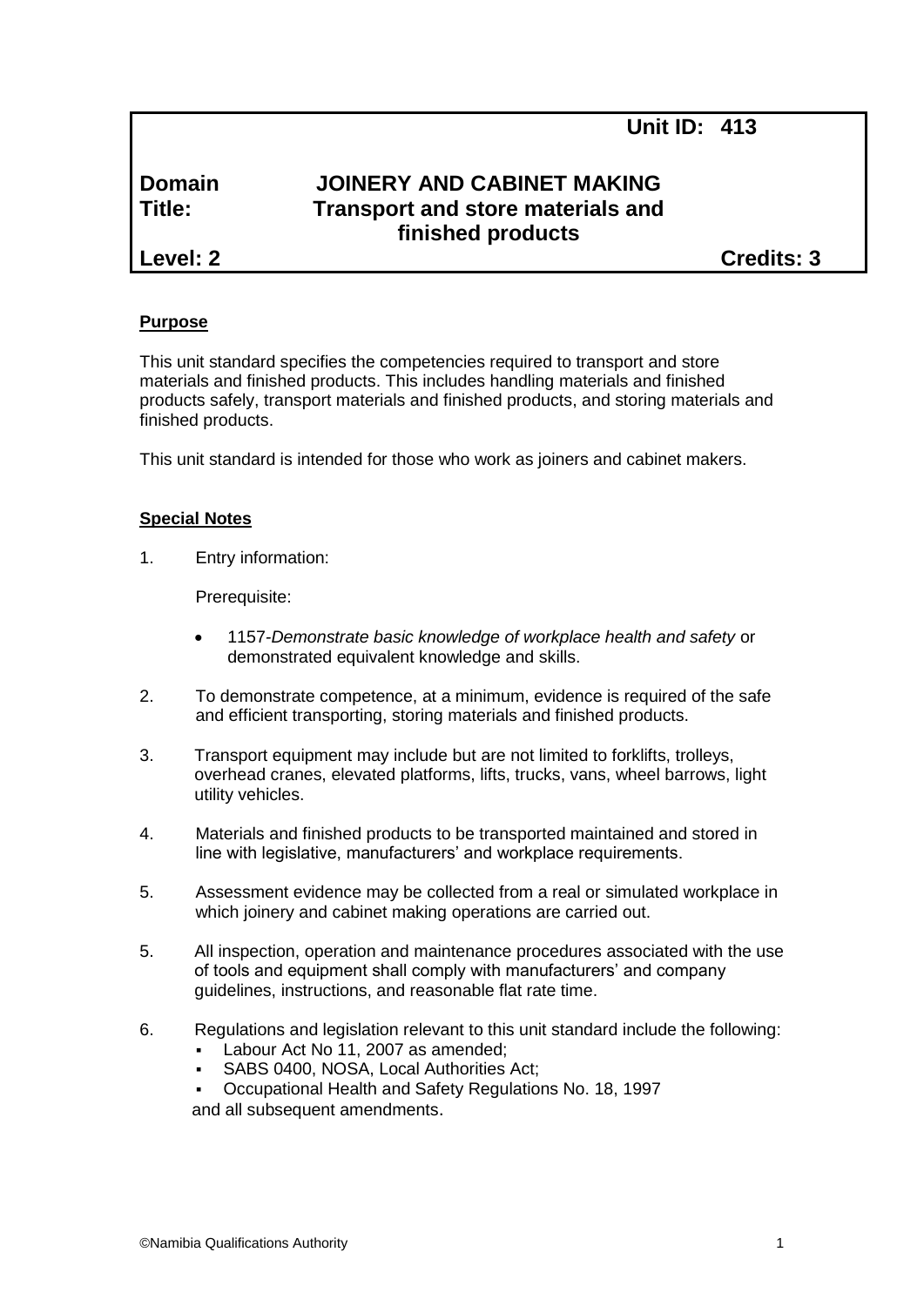**Unit ID: 413**

**Domain** **JOINERY AND CABINET MAKING**

**Title:** **Transport and store materials and finished products**

**Level: 2** **Credits: 3**

## Purpose

This unit standard specifies the competencies required to transport and store materials and finished products. This includes handling materials and finished products safely, transport materials and finished products, and storing materials and finished products.

This unit standard is intended for those who work as joiners and cabinet makers.

## Special Notes

1. Entry information:

   Prerequisite:

   - 1157-*Demonstrate basic knowledge of workplace health and safety* or demonstrated equivalent knowledge and skills.

2. To demonstrate competence, at a minimum, evidence is required of the safe and efficient transporting, storing materials and finished products.

3. Transport equipment may include but are not limited to forklifts, trolleys, overhead cranes, elevated platforms, lifts, trucks, vans, wheel barrows, light utility vehicles.

4. Materials and finished products to be transported maintained and stored in line with legislative, manufacturers' and workplace requirements.

5. Assessment evidence may be collected from a real or simulated workplace in which joinery and cabinet making operations are carried out.

5. All inspection, operation and maintenance procedures associated with the use of tools and equipment shall comply with manufacturers' and company guidelines, instructions, and reasonable flat rate time.

6. Regulations and legislation relevant to this unit standard include the following:
   - Labour Act No 11, 2007 as amended;
   - SABS 0400, NOSA, Local Authorities Act;
   - Occupational Health and Safety Regulations No. 18, 1997

   and all subsequent amendments.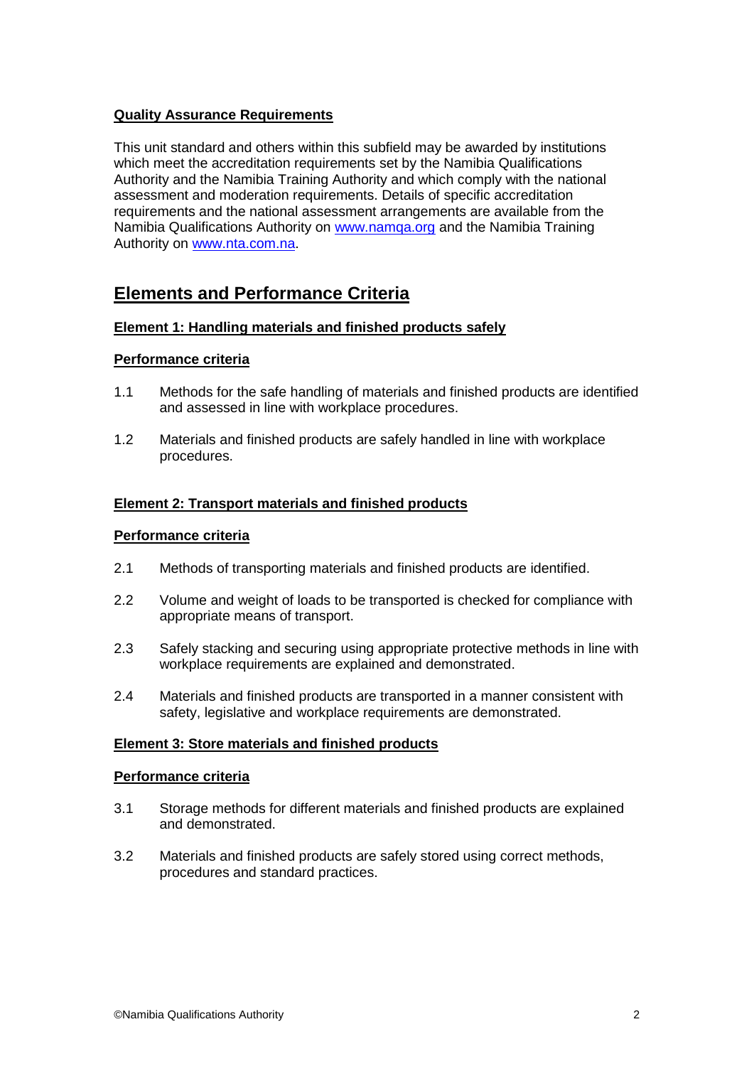**Quality Assurance Requirements**

This unit standard and others within this subfield may be awarded by institutions which meet the accreditation requirements set by the Namibia Qualifications Authority and the Namibia Training Authority and which comply with the national assessment and moderation requirements. Details of specific accreditation requirements and the national assessment arrangements are available from the Namibia Qualifications Authority on [www.namqa.org](http://www.namqa.org) and the Namibia Training Authority on [www.nta.com.na](http://www.nta.com.na).

## Elements and Performance Criteria

### Element 1: Handling materials and finished products safely

**Performance criteria**

1.1 Methods for the safe handling of materials and finished products are identified and assessed in line with workplace procedures.

1.2 Materials and finished products are safely handled in line with workplace procedures.

### Element 2: Transport materials and finished products

**Performance criteria**

2.1 Methods of transporting materials and finished products are identified.

2.2 Volume and weight of loads to be transported is checked for compliance with appropriate means of transport.

2.3 Safely stacking and securing using appropriate protective methods in line with workplace requirements are explained and demonstrated.

2.4 Materials and finished products are transported in a manner consistent with safety, legislative and workplace requirements are demonstrated.

### Element 3: Store materials and finished products

**Performance criteria**

3.1 Storage methods for different materials and finished products are explained and demonstrated.

3.2 Materials and finished products are safely stored using correct methods, procedures and standard practices.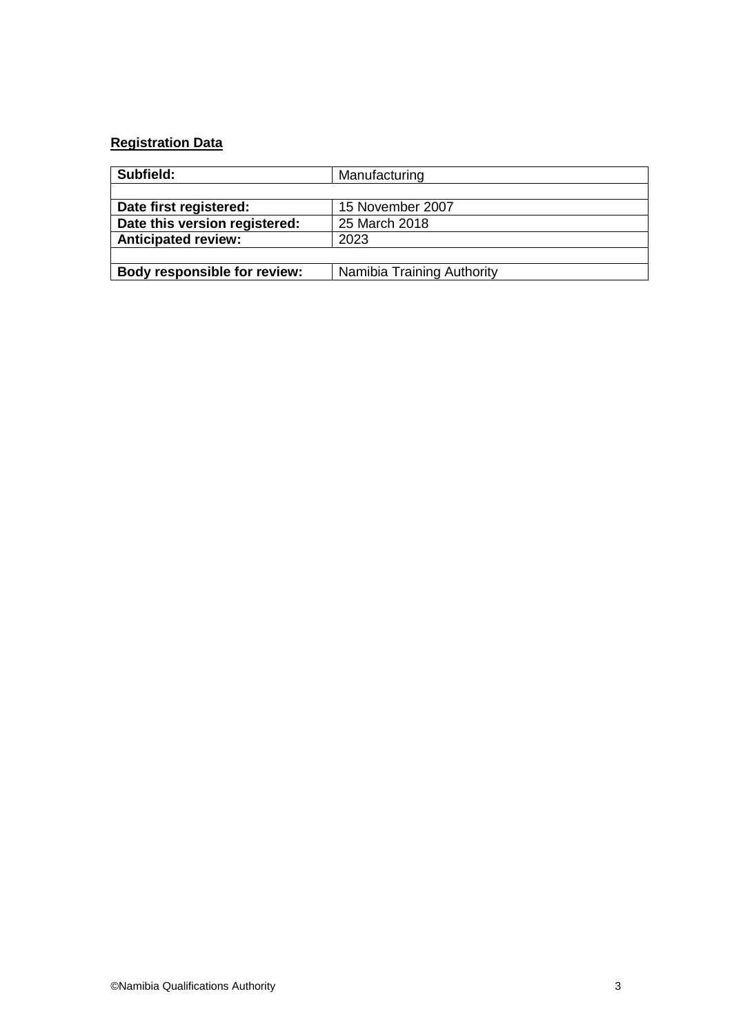**Registration Data**

| | |
|---|---|
| **Subfield:** | Manufacturing |
| | |
| **Date first registered:** | 15 November 2007 |
| **Date this version registered:** | 25 March 2018 |
| **Anticipated review:** | 2023 |
| | |
| **Body responsible for review:** | Namibia Training Authority |